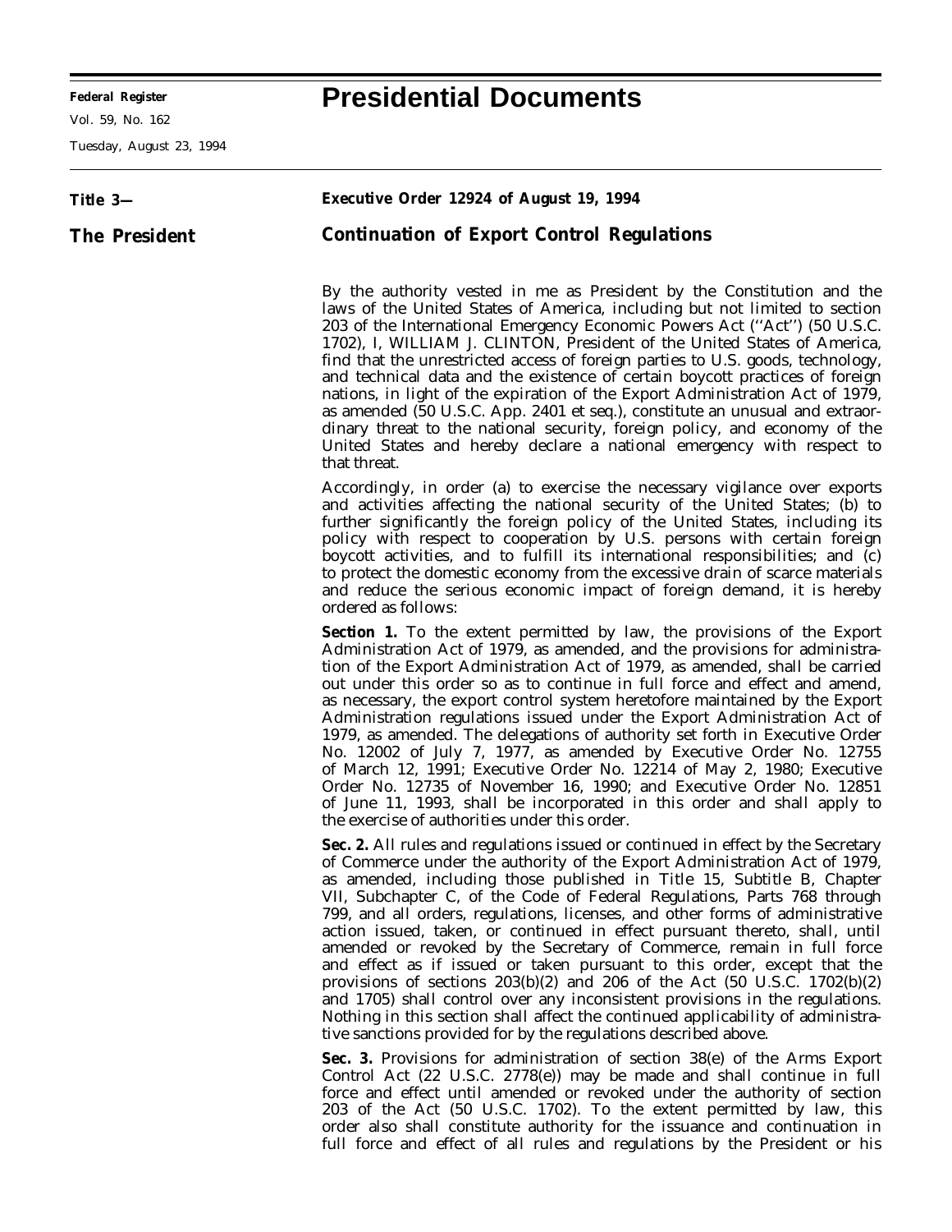# Presidential Documents

**Title 3—**

**The President**

## Executive Order 12924 of August 19, 1994

## Continuation of Export Control Regulations

By the authority vested in me as President by the Constitution and the laws of the United States of America, including but not limited to section 203 of the International Emergency Economic Powers Act (''Act'') (50 U.S.C. 1702), I, WILLIAM J. CLINTON, President of the United States of America, find that the unrestricted access of foreign parties to U.S. goods, technology, and technical data and the existence of certain boycott practices of foreign nations, in light of the expiration of the Export Administration Act of 1979, as amended (50 U.S.C. App. 2401 et seq.), constitute an unusual and extraordinary threat to the national security, foreign policy, and economy of the United States and hereby declare a national emergency with respect to that threat.

Accordingly, in order (a) to exercise the necessary vigilance over exports and activities affecting the national security of the United States; (b) to further significantly the foreign policy of the United States, including its policy with respect to cooperation by U.S. persons with certain foreign boycott activities, and to fulfill its international responsibilities; and (c) to protect the domestic economy from the excessive drain of scarce materials and reduce the serious economic impact of foreign demand, it is hereby ordered as follows:

**Section 1.** To the extent permitted by law, the provisions of the Export Administration Act of 1979, as amended, and the provisions for administration of the Export Administration Act of 1979, as amended, shall be carried out under this order so as to continue in full force and effect and amend, as necessary, the export control system heretofore maintained by the Export Administration regulations issued under the Export Administration Act of 1979, as amended. The delegations of authority set forth in Executive Order No. 12002 of July 7, 1977, as amended by Executive Order No. 12755 of March 12, 1991; Executive Order No. 12214 of May 2, 1980; Executive Order No. 12735 of November 16, 1990; and Executive Order No. 12851 of June 11, 1993, shall be incorporated in this order and shall apply to the exercise of authorities under this order.

**Sec. 2.** All rules and regulations issued or continued in effect by the Secretary of Commerce under the authority of the Export Administration Act of 1979, as amended, including those published in Title 15, Subtitle B, Chapter VII, Subchapter C, of the Code of Federal Regulations, Parts 768 through 799, and all orders, regulations, licenses, and other forms of administrative action issued, taken, or continued in effect pursuant thereto, shall, until amended or revoked by the Secretary of Commerce, remain in full force and effect as if issued or taken pursuant to this order, except that the provisions of sections 203(b)(2) and 206 of the Act (50 U.S.C. 1702(b)(2) and 1705) shall control over any inconsistent provisions in the regulations. Nothing in this section shall affect the continued applicability of administrative sanctions provided for by the regulations described above.

**Sec. 3.** Provisions for administration of section 38(e) of the Arms Export Control Act (22 U.S.C. 2778(e)) may be made and shall continue in full force and effect until amended or revoked under the authority of section 203 of the Act (50 U.S.C. 1702). To the extent permitted by law, this order also shall constitute authority for the issuance and continuation in full force and effect of all rules and regulations by the President or his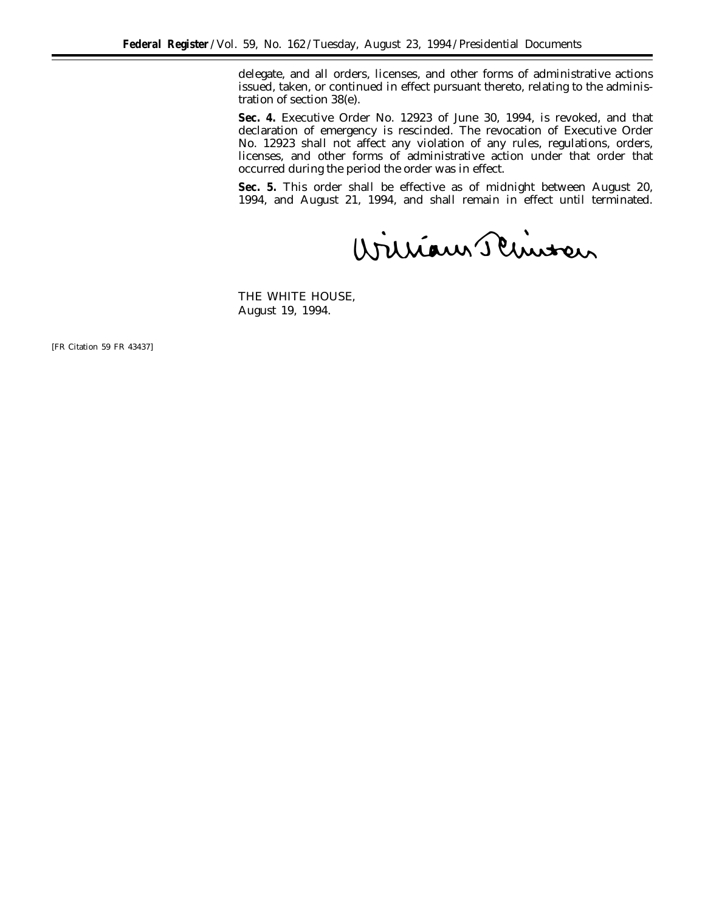delegate, and all orders, licenses, and other forms of administrative actions issued, taken, or continued in effect pursuant thereto, relating to the administration of section 38(e).

**Sec. 4.** Executive Order No. 12923 of June 30, 1994, is revoked, and that declaration of emergency is rescinded. The revocation of Executive Order No. 12923 shall not affect any violation of any rules, regulations, orders, licenses, and other forms of administrative action under that order that occurred during the period the order was in effect.

**Sec. 5.** This order shall be effective as of midnight between August 20, 1994, and August 21, 1994, and shall remain in effect until terminated.

William J. Clinton

THE WHITE HOUSE,
August 19, 1994.

[FR Citation 59 FR 43437]